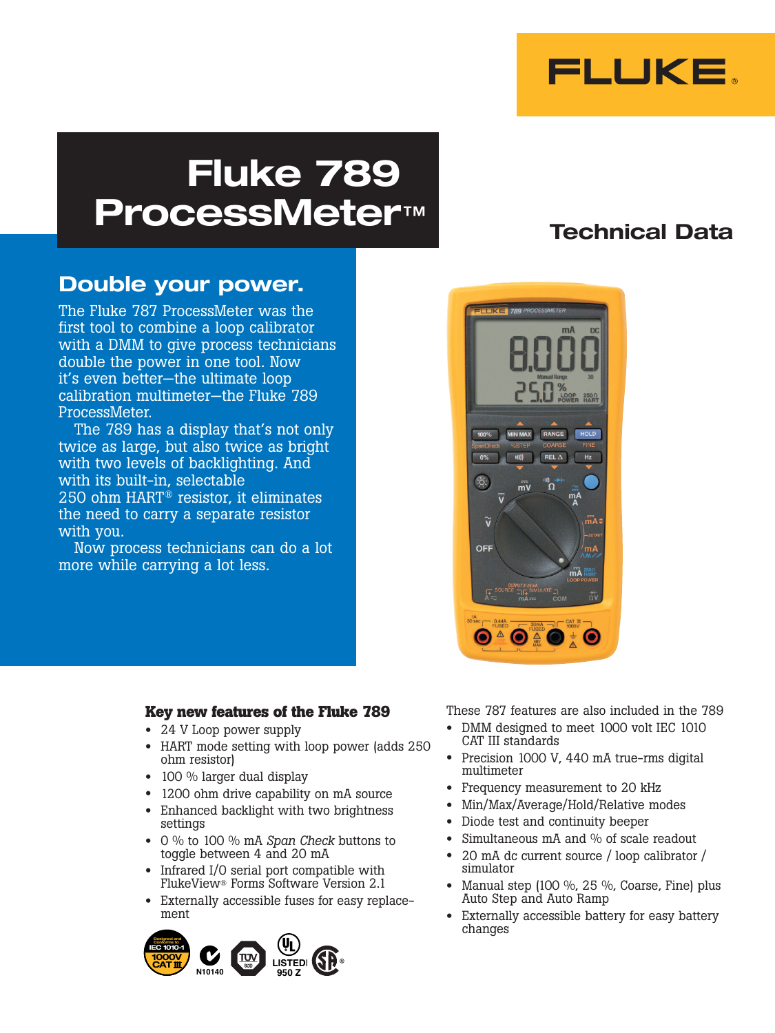FLUKE®

# Fluke 789 ProcessMeter™

## Technical Data

## Double your power.

The Fluke 787 ProcessMeter was the first tool to combine a loop calibrator with a DMM to give process technicians double the power in one tool. Now it's even better—the ultimate loop calibration multimeter—the Fluke 789 ProcessMeter.

The 789 has a display that's not only twice as large, but also twice as bright with two levels of backlighting. And with its built-in, selectable 250 ohm HART® resistor, it eliminates the need to carry a separate resistor with you.

Now process technicians can do a lot more while carrying a lot less.

### Key new features of the Fluke 789

- 24 V Loop power supply
- HART mode setting with loop power (adds 250 ohm resistor)
- 100 % larger dual display
- 1200 ohm drive capability on mA source
- Enhanced backlight with two brightness settings
- 0 % to 100 % mA *Span Check* buttons to toggle between 4 and 20 mA
- Infrared I/O serial port compatible with FlukeView® Forms Software Version 2.1
- Externally accessible fuses for easy replacement

These 787 features are also included in the 789

- DMM designed to meet 1000 volt IEC 1010 CAT III standards
- Precision 1000 V, 440 mA true-rms digital multimeter
- Frequency measurement to 20 kHz
- Min/Max/Average/Hold/Relative modes
- Diode test and continuity beeper
- Simultaneous mA and % of scale readout
- 20 mA dc current source / loop calibrator / simulator
- Manual step (100 %, 25 %, Coarse, Fine) plus Auto Step and Auto Ramp
- Externally accessible battery for easy battery changes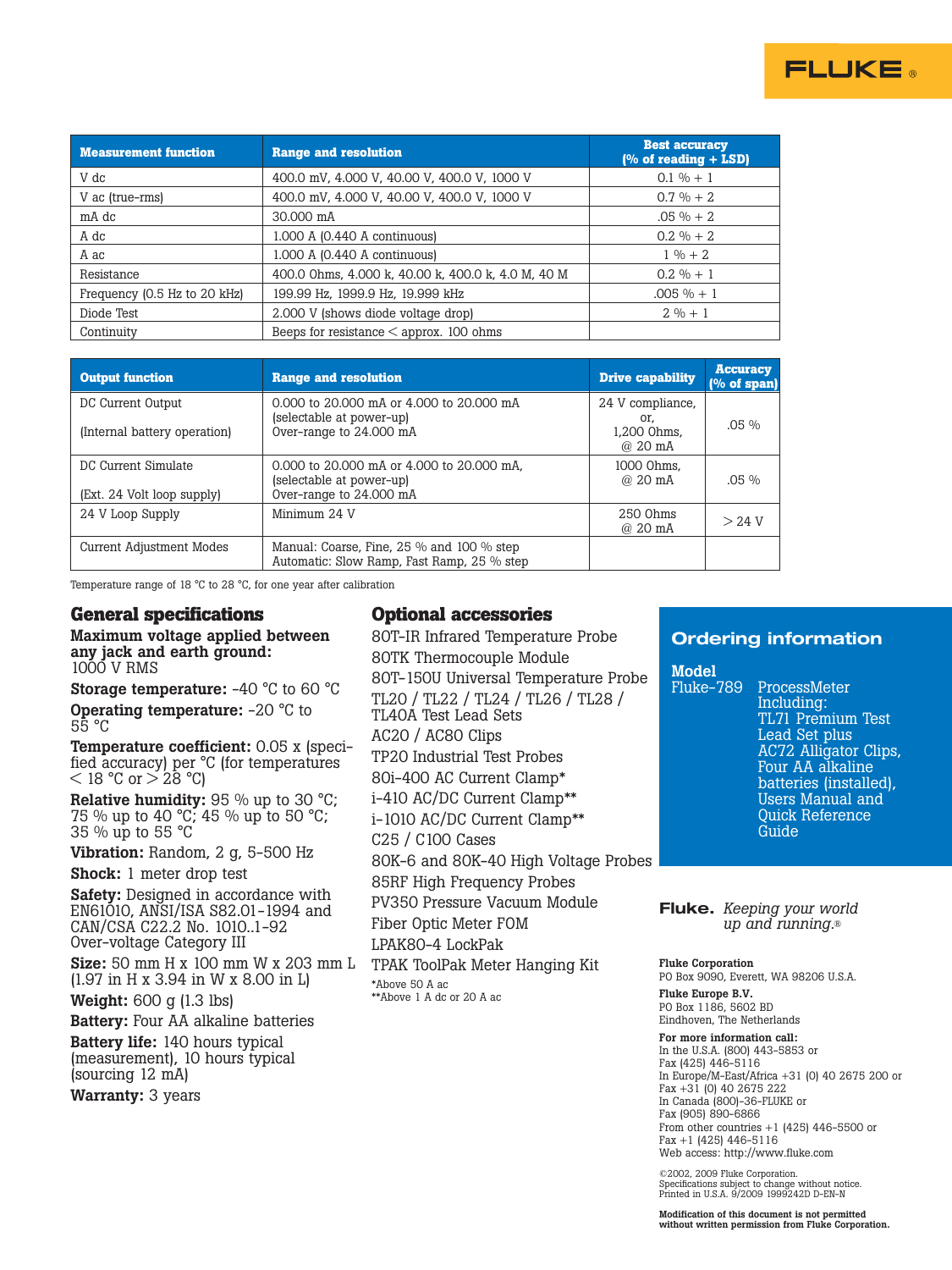| Measurement function | Range and resolution | Best accuracy (% of reading + LSD) |
|---|---|---|
| V dc | 400.0 mV, 4.000 V, 40.00 V, 400.0 V, 1000 V | 0.1 % + 1 |
| V ac (true-rms) | 400.0 mV, 4.000 V, 40.00 V, 400.0 V, 1000 V | 0.7 % + 2 |
| mA dc | 30.000 mA | .05 % + 2 |
| A dc | 1.000 A (0.440 A continuous) | 0.2 % + 2 |
| A ac | 1.000 A (0.440 A continuous) | 1 % + 2 |
| Resistance | 400.0 Ohms, 4.000 k, 40.00 k, 400.0 k, 4.0 M, 40 M | 0.2 % + 1 |
| Frequency (0.5 Hz to 20 kHz) | 199.99 Hz, 1999.9 Hz, 19.999 kHz | .005 % + 1 |
| Diode Test | 2.000 V (shows diode voltage drop) | 2 % + 1 |
| Continuity | Beeps for resistance < approx. 100 ohms | |

| Output function | Range and resolution | Drive capability | Accuracy (% of span) |
|---|---|---|---|
| DC Current Output<br><br>(Internal battery operation) | 0.000 to 20.000 mA or 4.000 to 20.000 mA (selectable at power-up)<br>Over-range to 24.000 mA | 24 V compliance, or, 1,200 Ohms, @ 20 mA | .05 % |
| DC Current Simulate<br><br>(Ext. 24 Volt loop supply) | 0.000 to 20.000 mA or 4.000 to 20.000 mA, (selectable at power-up)<br>Over-range to 24.000 mA | 1000 Ohms, @ 20 mA | .05 % |
| 24 V Loop Supply | Minimum 24 V | 250 Ohms @ 20 mA | > 24 V |
| Current Adjustment Modes | Manual: Coarse, Fine, 25 % and 100 % step<br>Automatic: Slow Ramp, Fast Ramp, 25 % step | | |

Temperature range of 18 °C to 28 °C, for one year after calibration

## General specifications

**Maximum voltage applied between any jack and earth ground:** 1000 V RMS

**Storage temperature:** -40 °C to 60 °C

**Operating temperature:** -20 °C to 55 °C

**Temperature coefficient:** 0.05 x (specified accuracy) per °C (for temperatures < 18 °C or > 28 °C)

**Relative humidity:** 95 % up to 30 °C; 75 % up to 40 °C; 45 % up to 50 °C; 35 % up to 55 °C

**Vibration:** Random, 2 g, 5-500 Hz

**Shock:** 1 meter drop test

**Safety:** Designed in accordance with EN61010, ANSI/ISA S82.01-1994 and CAN/CSA C22.2 No. 1010..1-92 Over-voltage Category III

**Size:** 50 mm H x 100 mm W x 203 mm L (1.97 in H x 3.94 in W x 8.00 in L)

**Weight:** 600 g (1.3 lbs)

**Battery:** Four AA alkaline batteries

**Battery life:** 140 hours typical (measurement), 10 hours typical (sourcing 12 mA)

**Warranty:** 3 years

## Optional accessories

80T-IR Infrared Temperature Probe
80TK Thermocouple Module
80T-150U Universal Temperature Probe
TL20 / TL22 / TL24 / TL26 / TL28 / TL40A Test Lead Sets
AC20 / AC80 Clips
TP20 Industrial Test Probes
80i-400 AC Current Clamp*
i-410 AC/DC Current Clamp**
i-1010 AC/DC Current Clamp**
C25 / C100 Cases
80K-6 and 80K-40 High Voltage Probes
85RF High Frequency Probes
PV350 Pressure Vacuum Module
Fiber Optic Meter FOM
LPAK80-4 LockPak
TPAK ToolPak Meter Hanging Kit

*Above 50 A ac
**Above 1 A dc or 20 A ac

## Ordering information

**Model**
Fluke-789 ProcessMeter Including: TL71 Premium Test Lead Set plus AC72 Alligator Clips, Four AA alkaline batteries (installed), Users Manual and Quick Reference Guide

**Fluke.** *Keeping your world up and running.®*

**Fluke Corporation**
PO Box 9090, Everett, WA 98206 U.S.A.

**Fluke Europe B.V.**
PO Box 1186, 5602 BD
Eindhoven, The Netherlands

**For more information call:**
In the U.S.A. (800) 443-5853 or
Fax (425) 446-5116
In Europe/M-East/Africa +31 (0) 40 2675 200 or
Fax +31 (0) 40 2675 222
In Canada (800)-36-FLUKE or
Fax (905) 890-6866
From other countries +1 (425) 446-5500 or
Fax +1 (425) 446-5116
Web access: http://www.fluke.com

©2002, 2009 Fluke Corporation.
Specifications subject to change without notice.
Printed in U.S.A. 9/2009 1999242D D-EN-N

**Modification of this document is not permitted without written permission from Fluke Corporation.**